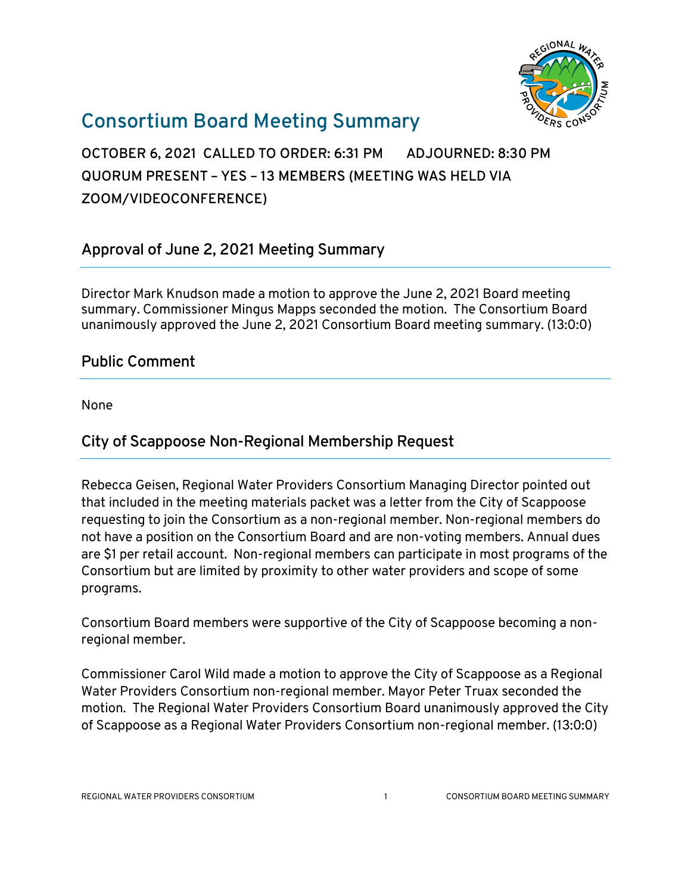# Consortium Board Meeting Summary

**OCTOBER 6, 2021 CALLED TO ORDER: 6:31 PM ADJOURNED: 8:30 PM**
**QUORUM PRESENT – YES – 13 MEMBERS (MEETING WAS HELD VIA ZOOM/VIDEOCONFERENCE)**

## Approval of June 2, 2021 Meeting Summary

Director Mark Knudson made a motion to approve the June 2, 2021 Board meeting summary. Commissioner Mingus Mapps seconded the motion. The Consortium Board unanimously approved the June 2, 2021 Consortium Board meeting summary. (13:0:0)

## Public Comment

None

## City of Scappoose Non-Regional Membership Request

Rebecca Geisen, Regional Water Providers Consortium Managing Director pointed out that included in the meeting materials packet was a letter from the City of Scappoose requesting to join the Consortium as a non-regional member. Non-regional members do not have a position on the Consortium Board and are non-voting members. Annual dues are $1 per retail account. Non-regional members can participate in most programs of the Consortium but are limited by proximity to other water providers and scope of some programs.

Consortium Board members were supportive of the City of Scappoose becoming a non-regional member.

Commissioner Carol Wild made a motion to approve the City of Scappoose as a Regional Water Providers Consortium non-regional member. Mayor Peter Truax seconded the motion. The Regional Water Providers Consortium Board unanimously approved the City of Scappoose as a Regional Water Providers Consortium non-regional member. (13:0:0)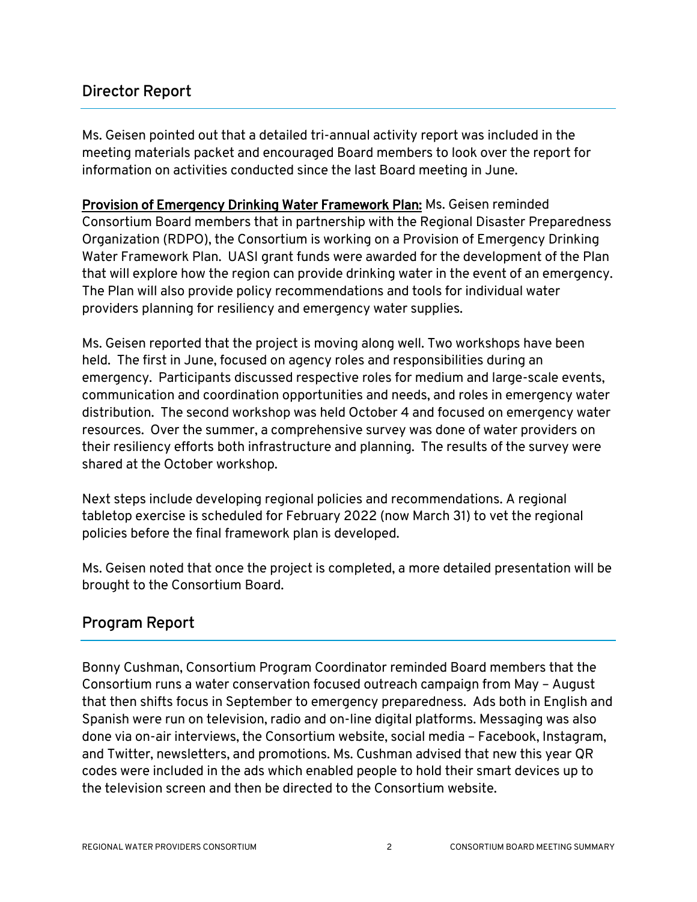## Director Report

Ms. Geisen pointed out that a detailed tri-annual activity report was included in the meeting materials packet and encouraged Board members to look over the report for information on activities conducted since the last Board meeting in June.

**Provision of Emergency Drinking Water Framework Plan:** Ms. Geisen reminded Consortium Board members that in partnership with the Regional Disaster Preparedness Organization (RDPO), the Consortium is working on a Provision of Emergency Drinking Water Framework Plan. UASI grant funds were awarded for the development of the Plan that will explore how the region can provide drinking water in the event of an emergency. The Plan will also provide policy recommendations and tools for individual water providers planning for resiliency and emergency water supplies.

Ms. Geisen reported that the project is moving along well. Two workshops have been held. The first in June, focused on agency roles and responsibilities during an emergency. Participants discussed respective roles for medium and large-scale events, communication and coordination opportunities and needs, and roles in emergency water distribution. The second workshop was held October 4 and focused on emergency water resources. Over the summer, a comprehensive survey was done of water providers on their resiliency efforts both infrastructure and planning. The results of the survey were shared at the October workshop.

Next steps include developing regional policies and recommendations. A regional tabletop exercise is scheduled for February 2022 (now March 31) to vet the regional policies before the final framework plan is developed.

Ms. Geisen noted that once the project is completed, a more detailed presentation will be brought to the Consortium Board.

## Program Report

Bonny Cushman, Consortium Program Coordinator reminded Board members that the Consortium runs a water conservation focused outreach campaign from May – August that then shifts focus in September to emergency preparedness. Ads both in English and Spanish were run on television, radio and on-line digital platforms. Messaging was also done via on-air interviews, the Consortium website, social media – Facebook, Instagram, and Twitter, newsletters, and promotions. Ms. Cushman advised that new this year QR codes were included in the ads which enabled people to hold their smart devices up to the television screen and then be directed to the Consortium website.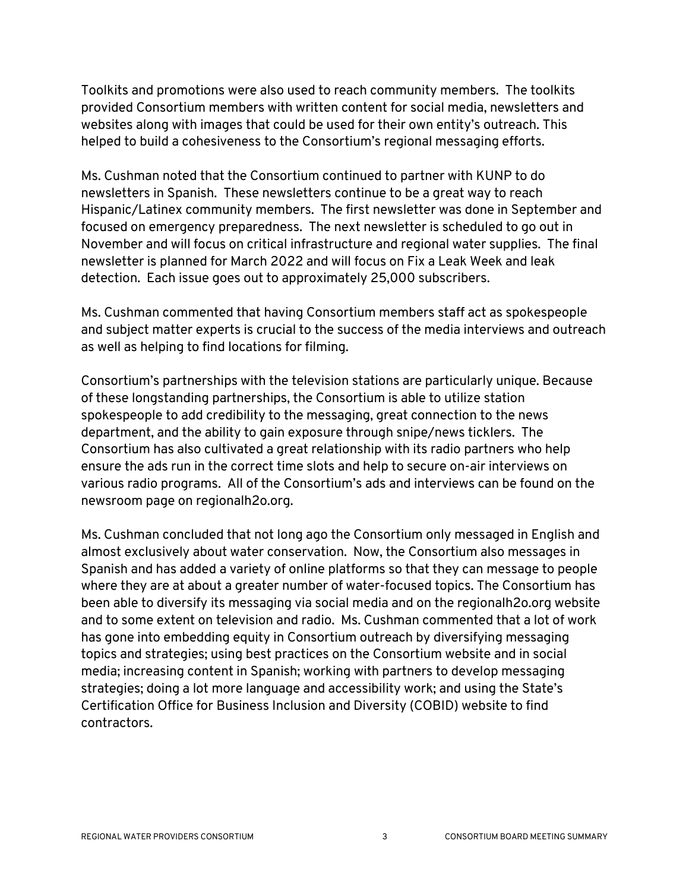Toolkits and promotions were also used to reach community members. The toolkits provided Consortium members with written content for social media, newsletters and websites along with images that could be used for their own entity's outreach. This helped to build a cohesiveness to the Consortium's regional messaging efforts.

Ms. Cushman noted that the Consortium continued to partner with KUNP to do newsletters in Spanish. These newsletters continue to be a great way to reach Hispanic/Latinex community members. The first newsletter was done in September and focused on emergency preparedness. The next newsletter is scheduled to go out in November and will focus on critical infrastructure and regional water supplies. The final newsletter is planned for March 2022 and will focus on Fix a Leak Week and leak detection. Each issue goes out to approximately 25,000 subscribers.

Ms. Cushman commented that having Consortium members staff act as spokespeople and subject matter experts is crucial to the success of the media interviews and outreach as well as helping to find locations for filming.

Consortium's partnerships with the television stations are particularly unique. Because of these longstanding partnerships, the Consortium is able to utilize station spokespeople to add credibility to the messaging, great connection to the news department, and the ability to gain exposure through snipe/news ticklers. The Consortium has also cultivated a great relationship with its radio partners who help ensure the ads run in the correct time slots and help to secure on-air interviews on various radio programs. All of the Consortium's ads and interviews can be found on the newsroom page on regionalh2o.org.

Ms. Cushman concluded that not long ago the Consortium only messaged in English and almost exclusively about water conservation. Now, the Consortium also messages in Spanish and has added a variety of online platforms so that they can message to people where they are at about a greater number of water-focused topics. The Consortium has been able to diversify its messaging via social media and on the regionalh2o.org website and to some extent on television and radio. Ms. Cushman commented that a lot of work has gone into embedding equity in Consortium outreach by diversifying messaging topics and strategies; using best practices on the Consortium website and in social media; increasing content in Spanish; working with partners to develop messaging strategies; doing a lot more language and accessibility work; and using the State's Certification Office for Business Inclusion and Diversity (COBID) website to find contractors.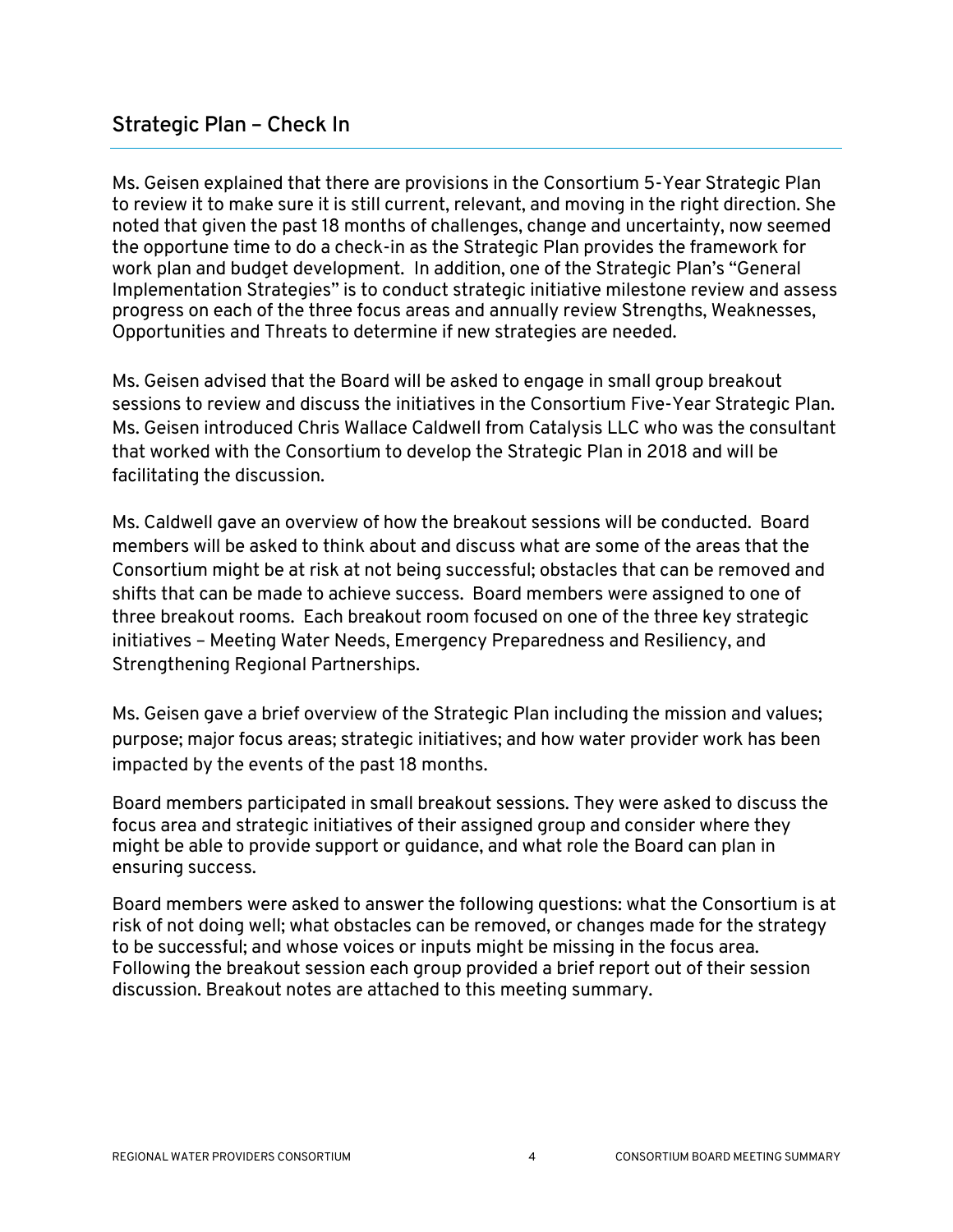## Strategic Plan – Check In

Ms. Geisen explained that there are provisions in the Consortium 5-Year Strategic Plan to review it to make sure it is still current, relevant, and moving in the right direction. She noted that given the past 18 months of challenges, change and uncertainty, now seemed the opportune time to do a check-in as the Strategic Plan provides the framework for work plan and budget development. In addition, one of the Strategic Plan's "General Implementation Strategies" is to conduct strategic initiative milestone review and assess progress on each of the three focus areas and annually review Strengths, Weaknesses, Opportunities and Threats to determine if new strategies are needed.

Ms. Geisen advised that the Board will be asked to engage in small group breakout sessions to review and discuss the initiatives in the Consortium Five-Year Strategic Plan. Ms. Geisen introduced Chris Wallace Caldwell from Catalysis LLC who was the consultant that worked with the Consortium to develop the Strategic Plan in 2018 and will be facilitating the discussion.

Ms. Caldwell gave an overview of how the breakout sessions will be conducted. Board members will be asked to think about and discuss what are some of the areas that the Consortium might be at risk at not being successful; obstacles that can be removed and shifts that can be made to achieve success. Board members were assigned to one of three breakout rooms. Each breakout room focused on one of the three key strategic initiatives – Meeting Water Needs, Emergency Preparedness and Resiliency, and Strengthening Regional Partnerships.

Ms. Geisen gave a brief overview of the Strategic Plan including the mission and values; purpose; major focus areas; strategic initiatives; and how water provider work has been impacted by the events of the past 18 months.

Board members participated in small breakout sessions. They were asked to discuss the focus area and strategic initiatives of their assigned group and consider where they might be able to provide support or guidance, and what role the Board can plan in ensuring success.

Board members were asked to answer the following questions: what the Consortium is at risk of not doing well; what obstacles can be removed, or changes made for the strategy to be successful; and whose voices or inputs might be missing in the focus area. Following the breakout session each group provided a brief report out of their session discussion. Breakout notes are attached to this meeting summary.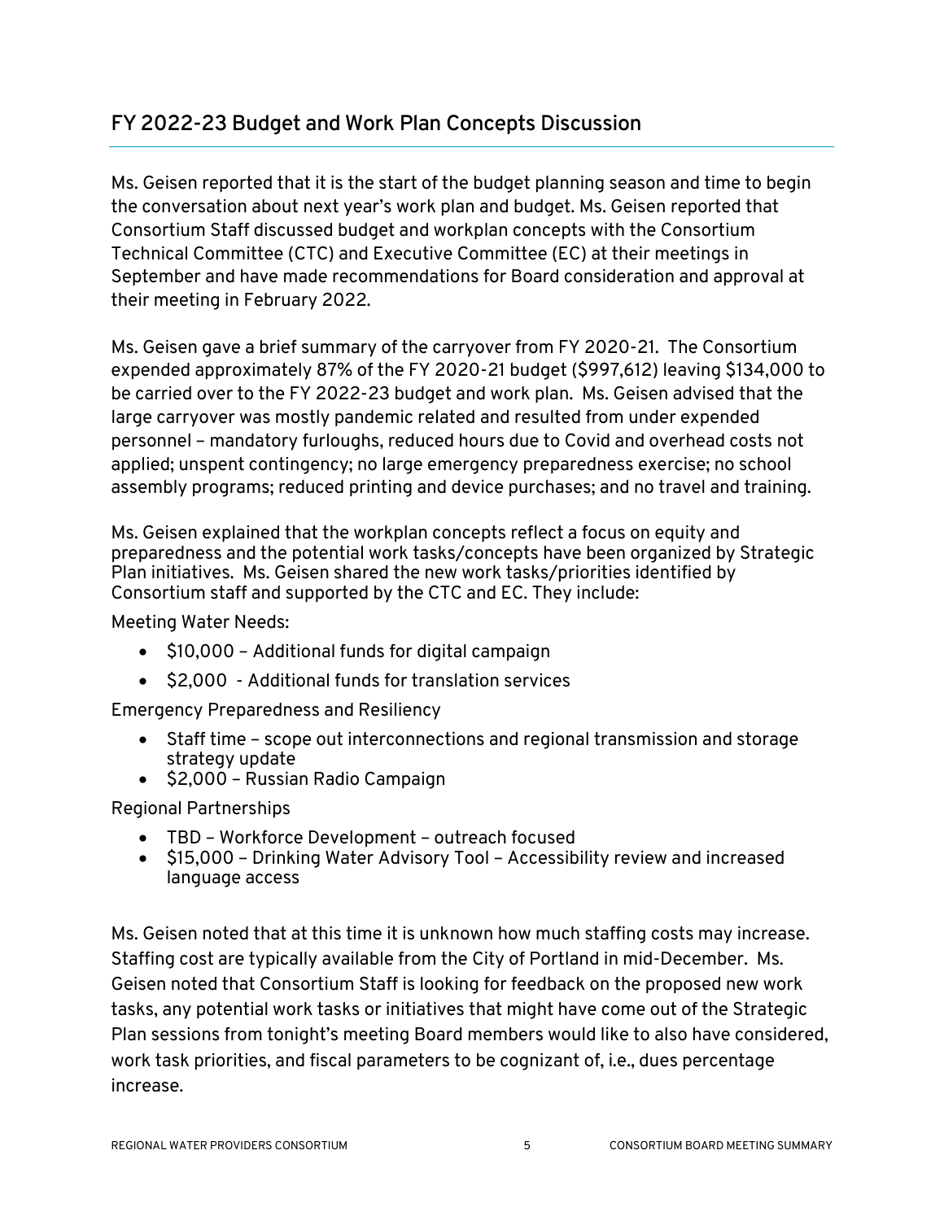## FY 2022-23 Budget and Work Plan Concepts Discussion

Ms. Geisen reported that it is the start of the budget planning season and time to begin the conversation about next year's work plan and budget. Ms. Geisen reported that Consortium Staff discussed budget and workplan concepts with the Consortium Technical Committee (CTC) and Executive Committee (EC) at their meetings in September and have made recommendations for Board consideration and approval at their meeting in February 2022.

Ms. Geisen gave a brief summary of the carryover from FY 2020-21. The Consortium expended approximately 87% of the FY 2020-21 budget ($997,612) leaving $134,000 to be carried over to the FY 2022-23 budget and work plan. Ms. Geisen advised that the large carryover was mostly pandemic related and resulted from under expended personnel – mandatory furloughs, reduced hours due to Covid and overhead costs not applied; unspent contingency; no large emergency preparedness exercise; no school assembly programs; reduced printing and device purchases; and no travel and training.

Ms. Geisen explained that the workplan concepts reflect a focus on equity and preparedness and the potential work tasks/concepts have been organized by Strategic Plan initiatives. Ms. Geisen shared the new work tasks/priorities identified by Consortium staff and supported by the CTC and EC. They include:

Meeting Water Needs:

- $10,000 – Additional funds for digital campaign
- $2,000 - Additional funds for translation services

Emergency Preparedness and Resiliency

- Staff time – scope out interconnections and regional transmission and storage strategy update
- $2,000 – Russian Radio Campaign

Regional Partnerships

- TBD – Workforce Development – outreach focused
- $15,000 – Drinking Water Advisory Tool – Accessibility review and increased language access

Ms. Geisen noted that at this time it is unknown how much staffing costs may increase. Staffing cost are typically available from the City of Portland in mid-December. Ms. Geisen noted that Consortium Staff is looking for feedback on the proposed new work tasks, any potential work tasks or initiatives that might have come out of the Strategic Plan sessions from tonight's meeting Board members would like to also have considered, work task priorities, and fiscal parameters to be cognizant of, i.e., dues percentage increase.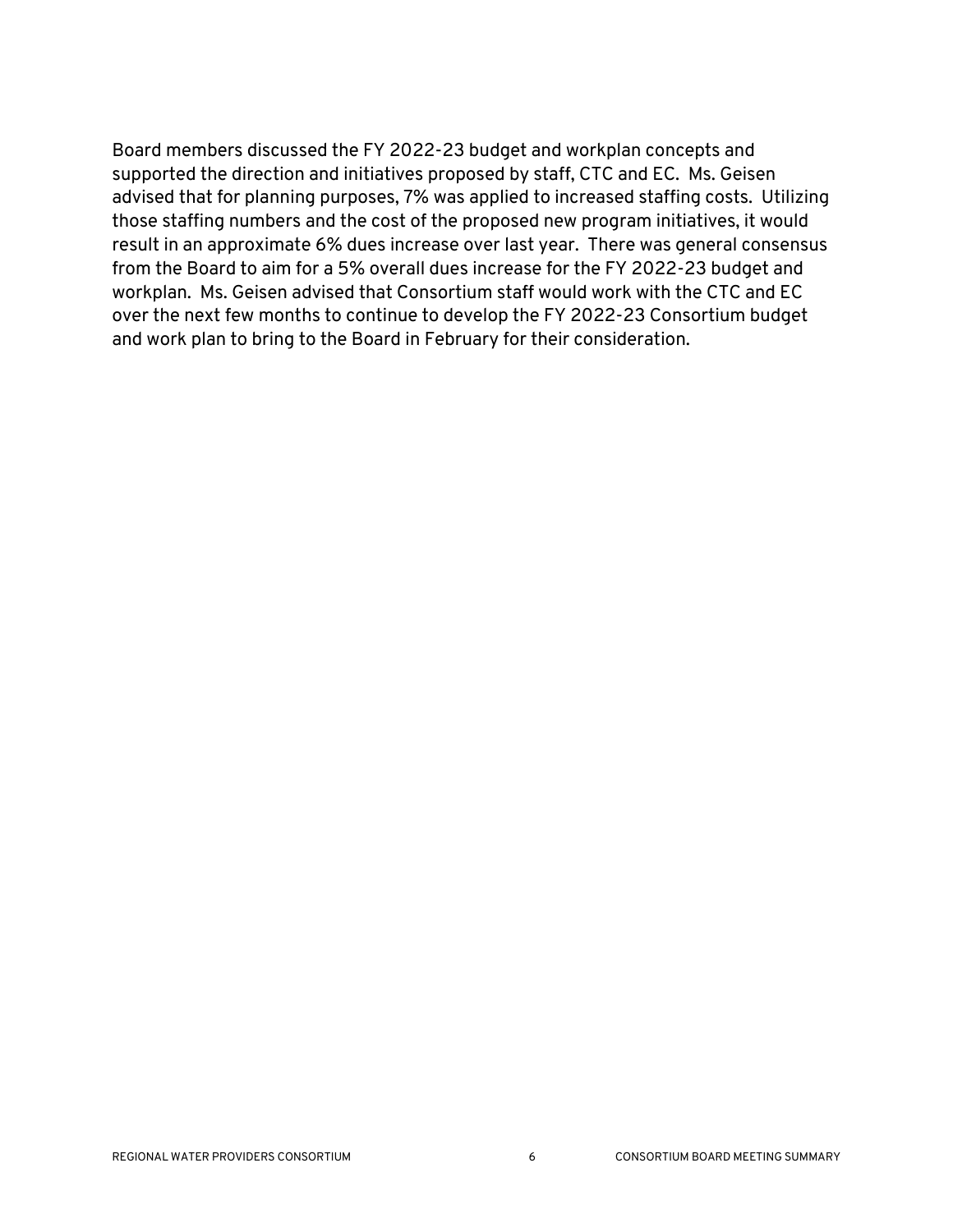Board members discussed the FY 2022-23 budget and workplan concepts and supported the direction and initiatives proposed by staff, CTC and EC. Ms. Geisen advised that for planning purposes, 7% was applied to increased staffing costs. Utilizing those staffing numbers and the cost of the proposed new program initiatives, it would result in an approximate 6% dues increase over last year. There was general consensus from the Board to aim for a 5% overall dues increase for the FY 2022-23 budget and workplan. Ms. Geisen advised that Consortium staff would work with the CTC and EC over the next few months to continue to develop the FY 2022-23 Consortium budget and work plan to bring to the Board in February for their consideration.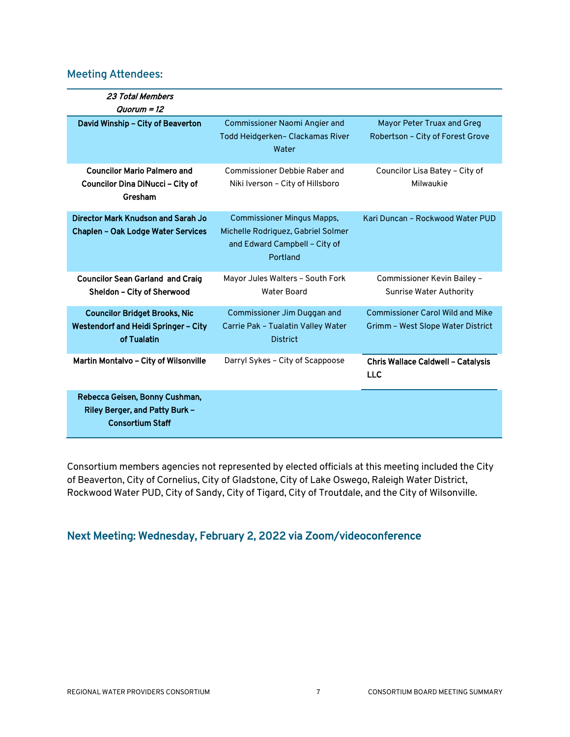## Meeting Attendees:

| *23 Total Members*<br>*Quorum = 12* | | |
|---|---|---|
| **David Winship – City of Beaverton** | Commissioner Naomi Angier and Todd Heidgerken– Clackamas River Water | Mayor Peter Truax and Greg Robertson – City of Forest Grove |
| **Councilor Mario Palmero and Councilor Dina DiNucci – City of Gresham** | Commissioner Debbie Raber and Niki Iverson – City of Hillsboro | Councilor Lisa Batey – City of Milwaukie |
| **Director Mark Knudson and Sarah Jo Chaplen – Oak Lodge Water Services** | Commissioner Mingus Mapps, Michelle Rodriguez, Gabriel Solmer and Edward Campbell – City of Portland | Kari Duncan – Rockwood Water PUD |
| **Councilor Sean Garland and Craig Sheldon – City of Sherwood** | Mayor Jules Walters – South Fork Water Board | Commissioner Kevin Bailey – Sunrise Water Authority |
| **Councilor Bridget Brooks, Nic Westendorf and Heidi Springer – City of Tualatin** | Commissioner Jim Duggan and Carrie Pak – Tualatin Valley Water District | Commissioner Carol Wild and Mike Grimm – West Slope Water District |
| **Martin Montalvo – City of Wilsonville** | Darryl Sykes – City of Scappoose | **Chris Wallace Caldwell – Catalysis LLC** |
| **Rebecca Geisen, Bonny Cushman, Riley Berger, and Patty Burk – Consortium Staff** | | |

Consortium members agencies not represented by elected officials at this meeting included the City of Beaverton, City of Cornelius, City of Gladstone, City of Lake Oswego, Raleigh Water District, Rockwood Water PUD, City of Sandy, City of Tigard, City of Troutdale, and the City of Wilsonville.

## Next Meeting: Wednesday, February 2, 2022 via Zoom/videoconference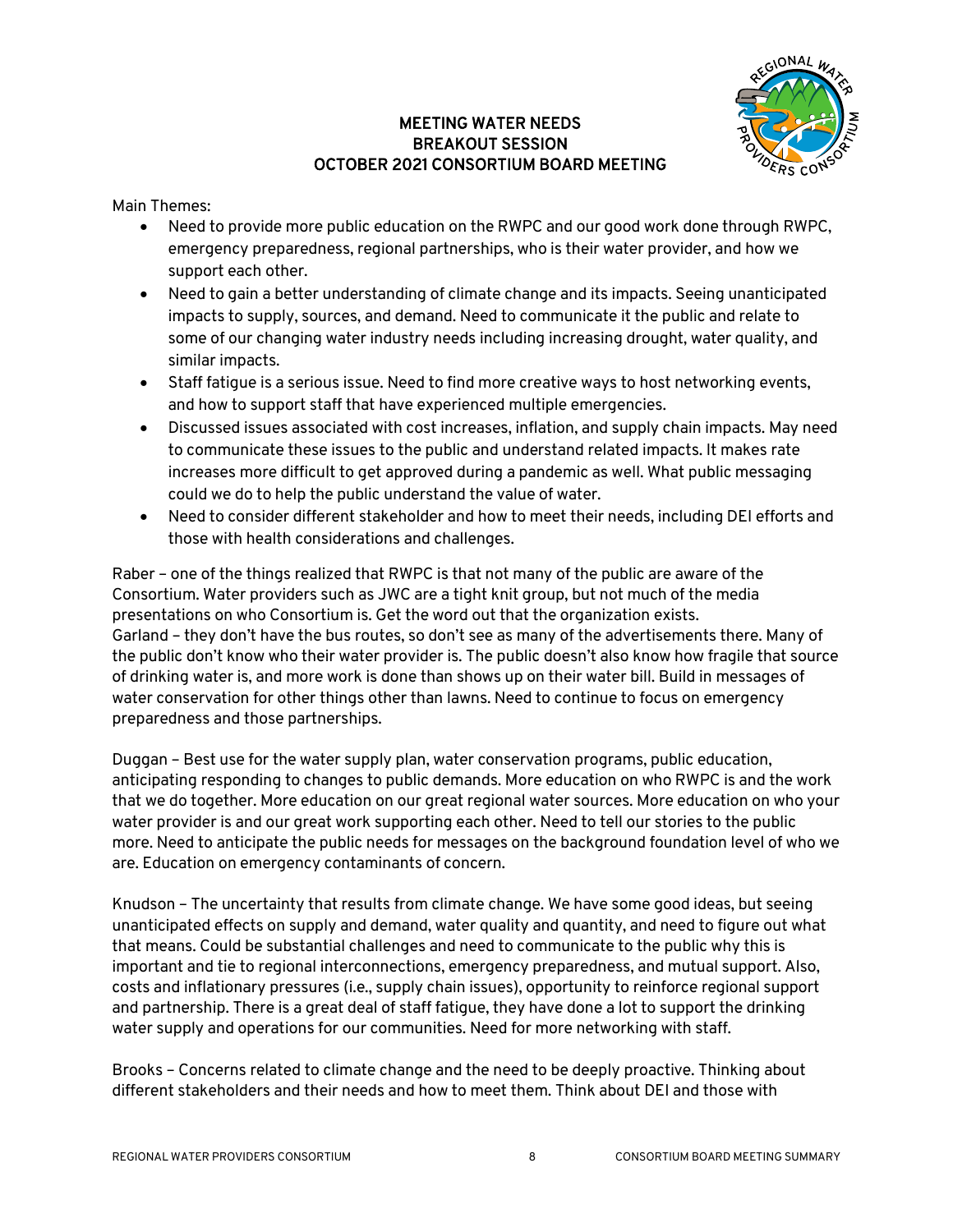# MEETING WATER NEEDS
# BREAKOUT SESSION
# OCTOBER 2021 CONSORTIUM BOARD MEETING

Main Themes:

- Need to provide more public education on the RWPC and our good work done through RWPC, emergency preparedness, regional partnerships, who is their water provider, and how we support each other.
- Need to gain a better understanding of climate change and its impacts. Seeing unanticipated impacts to supply, sources, and demand. Need to communicate it the public and relate to some of our changing water industry needs including increasing drought, water quality, and similar impacts.
- Staff fatigue is a serious issue. Need to find more creative ways to host networking events, and how to support staff that have experienced multiple emergencies.
- Discussed issues associated with cost increases, inflation, and supply chain impacts. May need to communicate these issues to the public and understand related impacts. It makes rate increases more difficult to get approved during a pandemic as well. What public messaging could we do to help the public understand the value of water.
- Need to consider different stakeholder and how to meet their needs, including DEI efforts and those with health considerations and challenges.

Raber – one of the things realized that RWPC is that not many of the public are aware of the Consortium. Water providers such as JWC are a tight knit group, but not much of the media presentations on who Consortium is. Get the word out that the organization exists.
Garland – they don't have the bus routes, so don't see as many of the advertisements there. Many of the public don't know who their water provider is. The public doesn't also know how fragile that source of drinking water is, and more work is done than shows up on their water bill. Build in messages of water conservation for other things other than lawns. Need to continue to focus on emergency preparedness and those partnerships.

Duggan – Best use for the water supply plan, water conservation programs, public education, anticipating responding to changes to public demands. More education on who RWPC is and the work that we do together. More education on our great regional water sources. More education on who your water provider is and our great work supporting each other. Need to tell our stories to the public more. Need to anticipate the public needs for messages on the background foundation level of who we are. Education on emergency contaminants of concern.

Knudson – The uncertainty that results from climate change. We have some good ideas, but seeing unanticipated effects on supply and demand, water quality and quantity, and need to figure out what that means. Could be substantial challenges and need to communicate to the public why this is important and tie to regional interconnections, emergency preparedness, and mutual support. Also, costs and inflationary pressures (i.e., supply chain issues), opportunity to reinforce regional support and partnership. There is a great deal of staff fatigue, they have done a lot to support the drinking water supply and operations for our communities. Need for more networking with staff.

Brooks – Concerns related to climate change and the need to be deeply proactive. Thinking about different stakeholders and their needs and how to meet them. Think about DEI and those with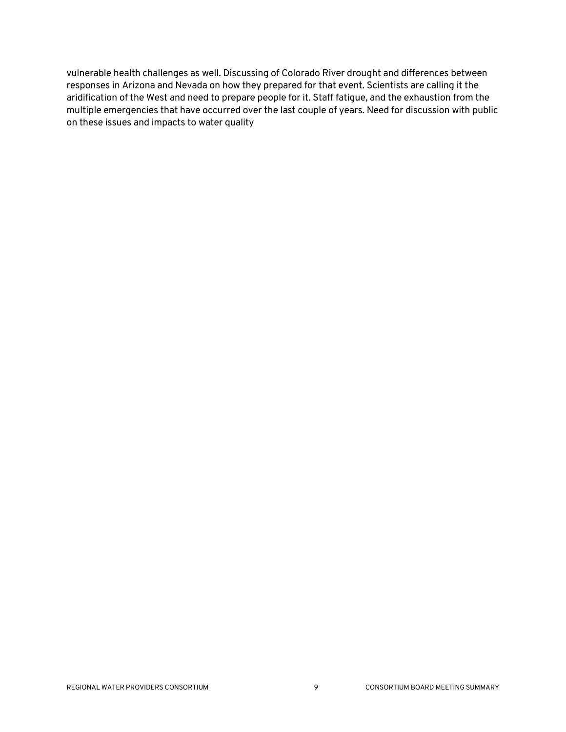vulnerable health challenges as well. Discussing of Colorado River drought and differences between responses in Arizona and Nevada on how they prepared for that event. Scientists are calling it the aridification of the West and need to prepare people for it. Staff fatigue, and the exhaustion from the multiple emergencies that have occurred over the last couple of years. Need for discussion with public on these issues and impacts to water quality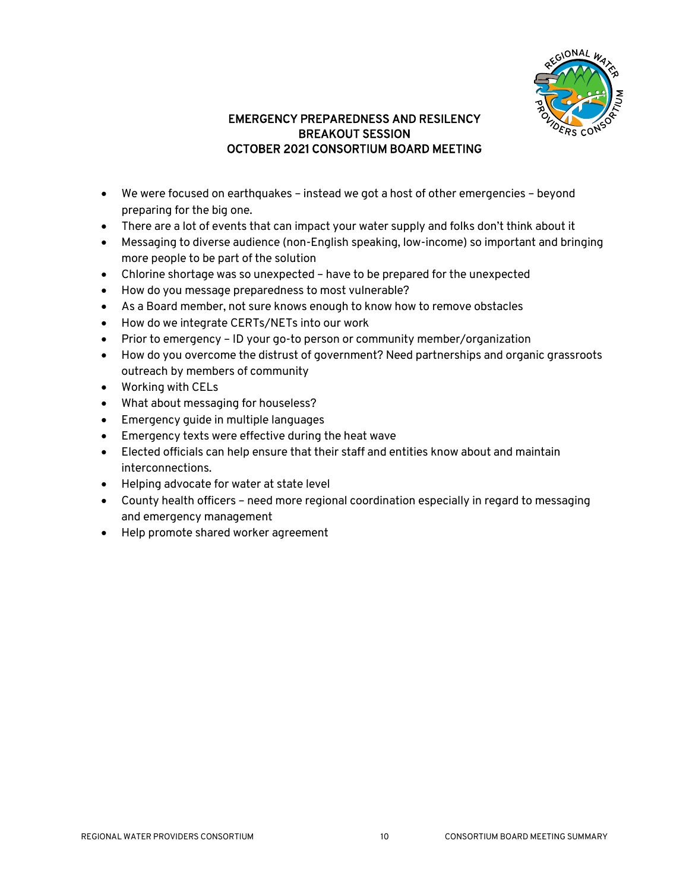## EMERGENCY PREPAREDNESS AND RESILENCY BREAKOUT SESSION OCTOBER 2021 CONSORTIUM BOARD MEETING

- We were focused on earthquakes – instead we got a host of other emergencies – beyond preparing for the big one.
- There are a lot of events that can impact your water supply and folks don't think about it
- Messaging to diverse audience (non-English speaking, low-income) so important and bringing more people to be part of the solution
- Chlorine shortage was so unexpected – have to be prepared for the unexpected
- How do you message preparedness to most vulnerable?
- As a Board member, not sure knows enough to know how to remove obstacles
- How do we integrate CERTs/NETs into our work
- Prior to emergency – ID your go-to person or community member/organization
- How do you overcome the distrust of government? Need partnerships and organic grassroots outreach by members of community
- Working with CELs
- What about messaging for houseless?
- Emergency guide in multiple languages
- Emergency texts were effective during the heat wave
- Elected officials can help ensure that their staff and entities know about and maintain interconnections.
- Helping advocate for water at state level
- County health officers – need more regional coordination especially in regard to messaging and emergency management
- Help promote shared worker agreement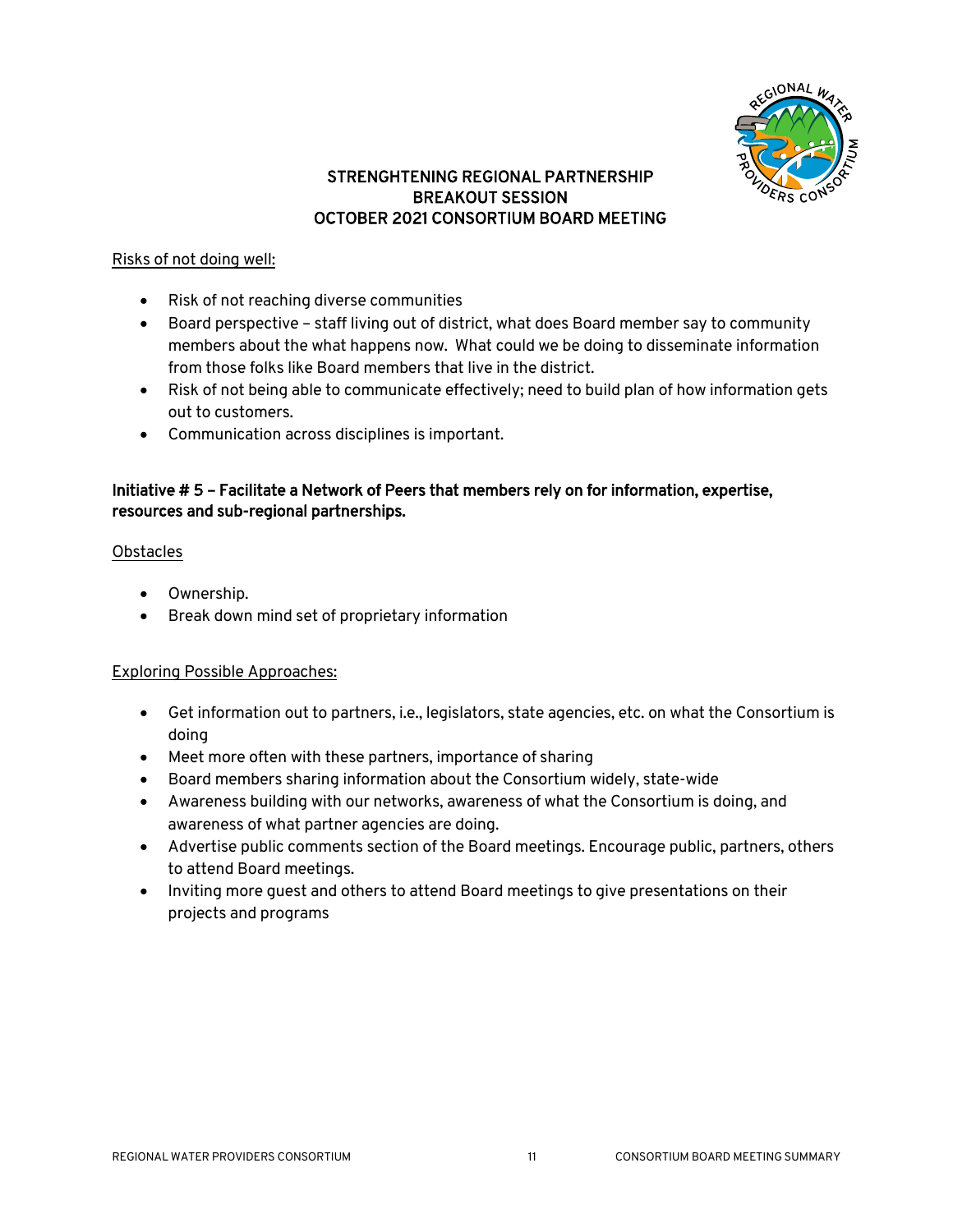## STRENGHTENING REGIONAL PARTNERSHIP
## BREAKOUT SESSION
## OCTOBER 2021 CONSORTIUM BOARD MEETING

Risks of not doing well:

- Risk of not reaching diverse communities
- Board perspective – staff living out of district, what does Board member say to community members about the what happens now. What could we be doing to disseminate information from those folks like Board members that live in the district.
- Risk of not being able to communicate effectively; need to build plan of how information gets out to customers.
- Communication across disciplines is important.

### Initiative # 5 – Facilitate a Network of Peers that members rely on for information, expertise, resources and sub-regional partnerships.

Obstacles

- Ownership.
- Break down mind set of proprietary information

Exploring Possible Approaches:

- Get information out to partners, i.e., legislators, state agencies, etc. on what the Consortium is doing
- Meet more often with these partners, importance of sharing
- Board members sharing information about the Consortium widely, state-wide
- Awareness building with our networks, awareness of what the Consortium is doing, and awareness of what partner agencies are doing.
- Advertise public comments section of the Board meetings. Encourage public, partners, others to attend Board meetings.
- Inviting more guest and others to attend Board meetings to give presentations on their projects and programs